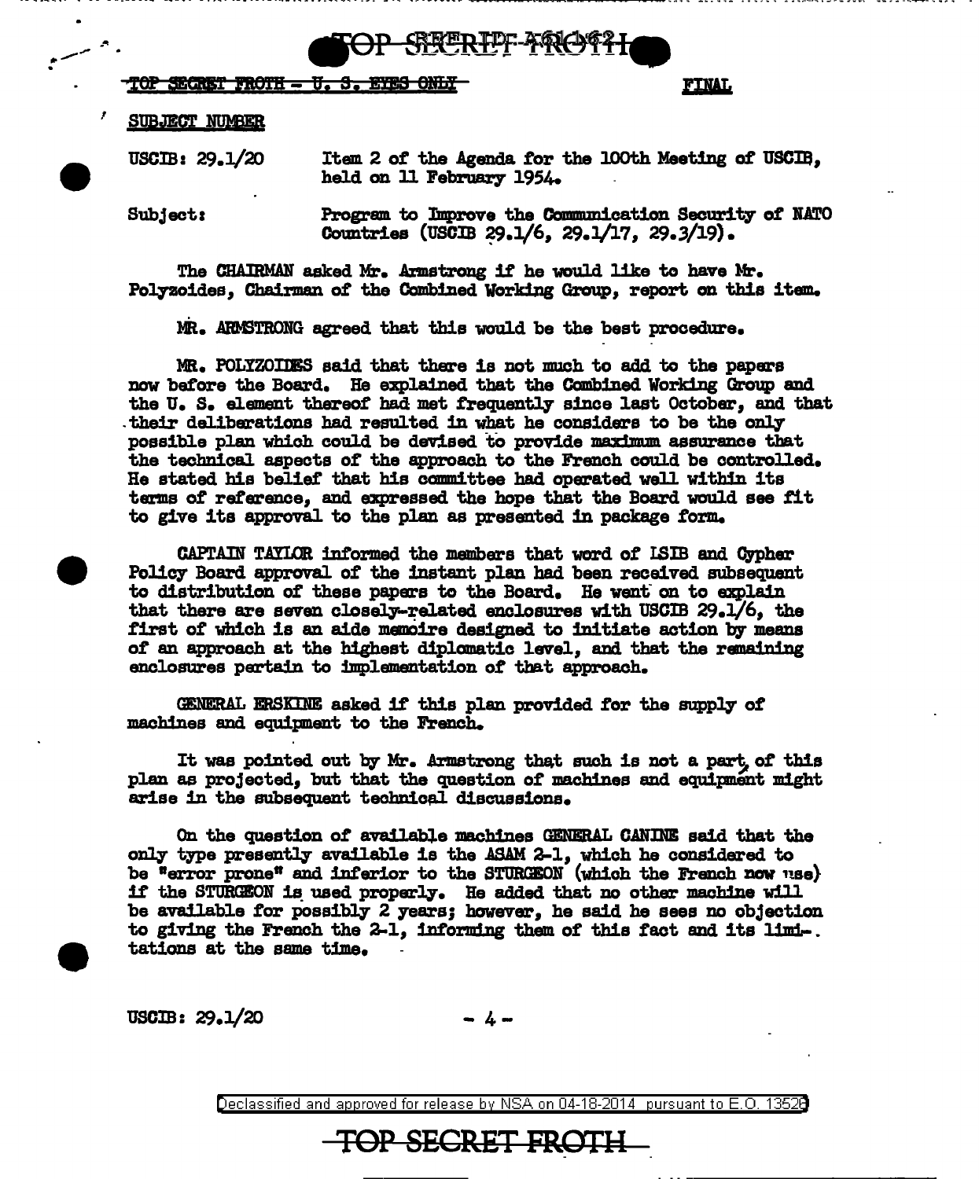TOP SECRET FROTH - U. S. EYES ONLY

FINAL

SUBJECT NUMBER

USCIB: 29.1/20 — Item 2 of the Agenda for the 100th Meeting of USCIB, held on 11 February 1954.

Subject: Program to Improve the Communication Security of NATO Countries (USCIB 29.1/6, 29.1/17, 29.3/19).

The CHAIRMAN asked Mr. Armstrong if he would like to have Mr. Polyzoides, Chairman of the Combined Working Group, report on this item.

MR. ARMSTRONG agreed that this would be the best procedure.

MR. POLYZOIDES said that there is not much to add to the papers now before the Board. He explained that the Combined Working Group and the U. S. element thereof had met frequently since last October, and that their deliberations had resulted in what he considers to be the only possible plan which could be devised to provide maximum assurance that the technical aspects of the approach to the French could be controlled. He stated his belief that his committee had operated well within its terms of reference, and expressed the hope that the Board would see fit to give its approval to the plan as presented in package form.

CAPTAIN TAYLOR informed the members that word of LSIB and Cypher Policy Board approval of the instant plan had been received subsequent to distribution of these papers to the Board. He went on to explain that there are seven closely-related enclosures with USCIB 29.1/6, the first of which is an aide memoire designed to initiate action by means of an approach at the highest diplomatic level, and that the remaining enclosures pertain to implementation of that approach.

GENERAL ERSKINE asked if this plan provided for the supply of machines and equipment to the French.

It was pointed out by Mr. Armstrong that such is not a part of this plan as projected, but that the question of machines and equipment might arise in the subsequent technical discussions.

On the question of available machines GENERAL CANINE said that the only type presently available is the ASAM 2-1, which he considered to be "error prone" and inferior to the STURGEON (which the French now use) if the STURGEON is used properly. He added that no other machine will be available for possibly 2 years; however, he said he sees no objection to giving the French the 2-1, informing them of this fact and its limitations at the same time.

USCIB: 29.1/20

Declassified and approved for release by NSA on 04-18-2014 pursuant to E.O. 13526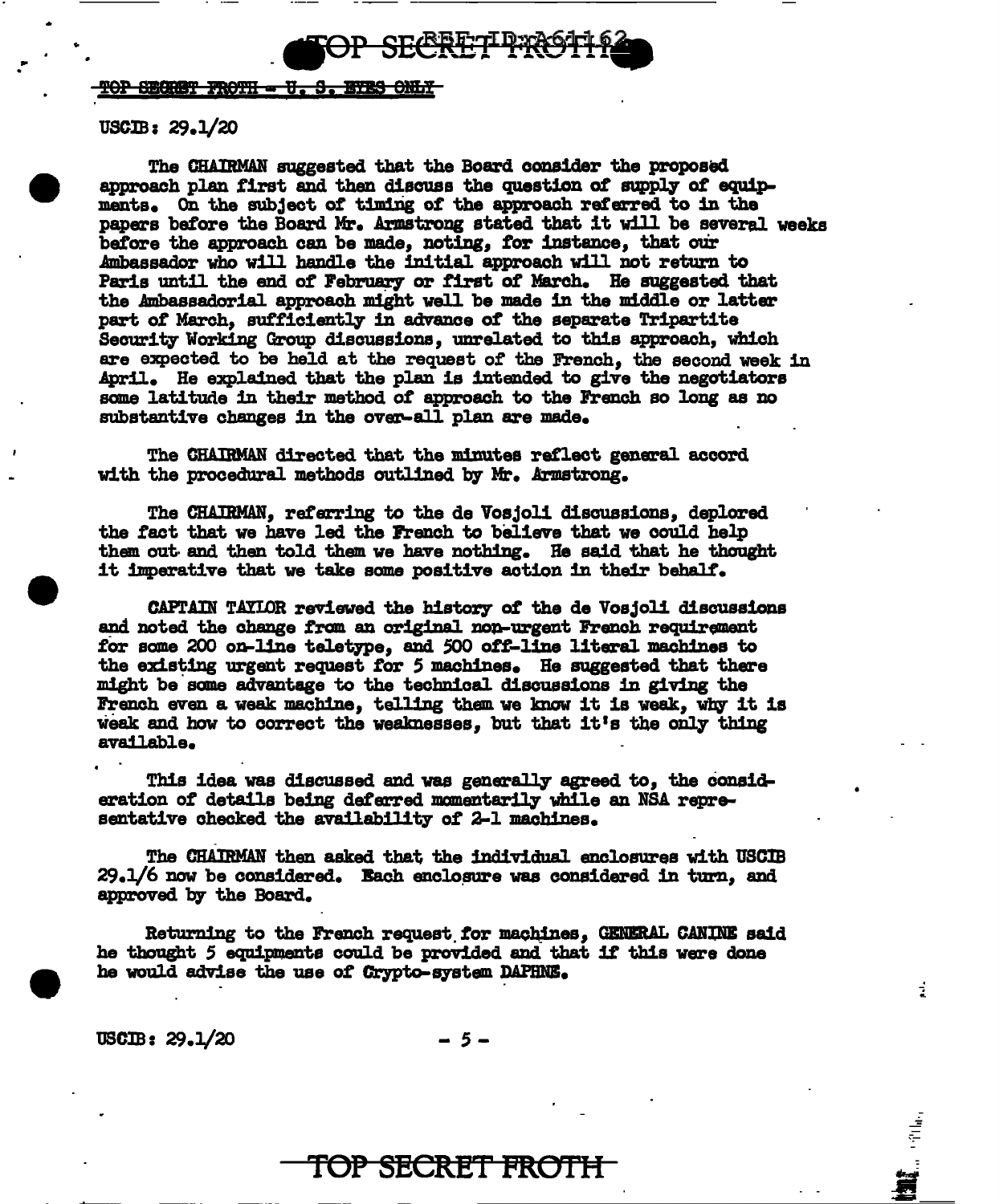TOP SECRET FROTH - U. S. EYES ONLY

USCIB: 29.1/20

The CHAIRMAN suggested that the Board consider the proposed approach plan first and then discuss the question of supply of equipments. On the subject of timing of the approach referred to in the papers before the Board Mr. Armstrong stated that it will be several weeks before the approach can be made, noting, for instance, that our Ambassador who will handle the initial approach will not return to Paris until the end of February or first of March. He suggested that the Ambassadorial approach might well be made in the middle or latter part of March, sufficiently in advance of the separate Tripartite Security Working Group discussions, unrelated to this approach, which are expected to be held at the request of the French, the second week in April. He explained that the plan is intended to give the negotiators some latitude in their method of approach to the French so long as no substantive changes in the over-all plan are made.

The CHAIRMAN directed that the minutes reflect general accord with the procedural methods outlined by Mr. Armstrong.

The CHAIRMAN, referring to the de Vosjoli discussions, deplored the fact that we have led the French to believe that we could help them out and then told them we have nothing. He said that he thought it imperative that we take some positive action in their behalf.

CAPTAIN TAYLOR reviewed the history of the de Vosjoli discussions and noted the change from an original non-urgent French requirement for some 200 on-line teletype, and 500 off-line literal machines to the existing urgent request for 5 machines. He suggested that there might be some advantage to the technical discussions in giving the French even a weak machine, telling them we know it is weak, why it is weak and how to correct the weaknesses, but that it's the only thing available.

This idea was discussed and was generally agreed to, the consideration of details being deferred momentarily while an NSA representative checked the availability of 2-1 machines.

The CHAIRMAN then asked that the individual enclosures with USCIB 29.1/6 now be considered. Each enclosure was considered in turn, and approved by the Board.

Returning to the French request for machines, GENERAL CANINE said he thought 5 equipments could be provided and that if this were done he would advise the use of Crypto-system DAPHNE.

USCIB: 29.1/20

TOP SECRET FROTH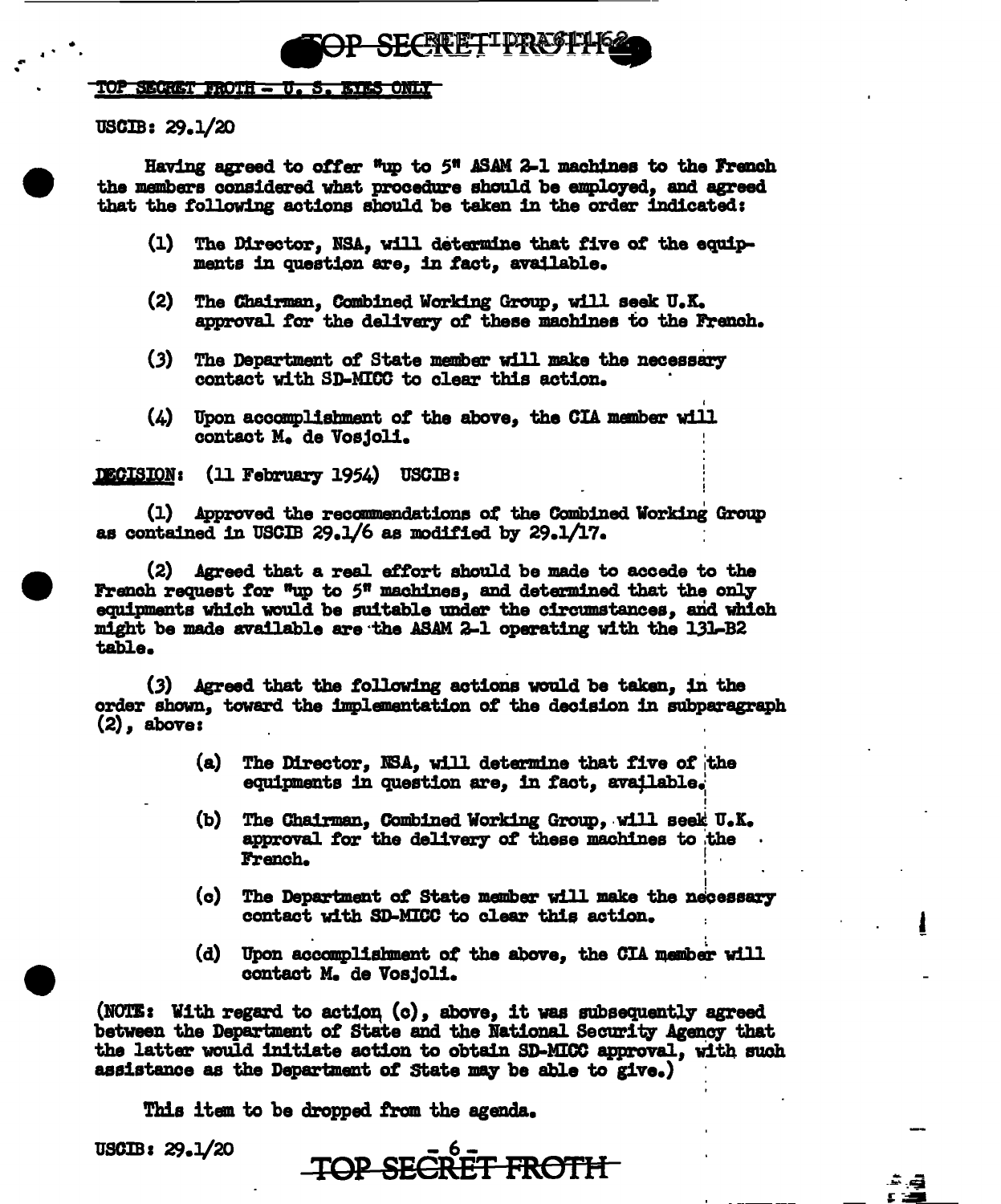TOP SECRET FROTH - U. S. EYES ONLY

USCIB: 29.1/20

Having agreed to offer "up to 5" ASAM 2-1 machines to the French the members considered what procedure should be employed, and agreed that the following actions should be taken in the order indicated:

(1) The Director, NSA, will determine that five of the equipments in question are, in fact, available.

(2) The Chairman, Combined Working Group, will seek U.K. approval for the delivery of these machines to the French.

(3) The Department of State member will make the necessary contact with SD-MICC to clear this action.

(4) Upon accomplishment of the above, the CIA member will contact M. de Vosjoli.

DECISION: (11 February 1954) USCIB:

(1) Approved the recommendations of the Combined Working Group as contained in USCIB 29.1/6 as modified by 29.1/17.

(2) Agreed that a real effort should be made to accede to the French request for "up to 5" machines, and determined that the only equipments which would be suitable under the circumstances, and which might be made available are the ASAM 2-1 operating with the 131-B2 table.

(3) Agreed that the following actions would be taken, in the order shown, toward the implementation of the decision in subparagraph (2), above:

(a) The Director, NSA, will determine that five of the equipments in question are, in fact, available.

(b) The Chairman, Combined Working Group, will seek U.K. approval for the delivery of these machines to the French.

(c) The Department of State member will make the necessary contact with SD-MICC to clear this action.

(d) Upon accomplishment of the above, the CIA member will contact M. de Vosjoli.

(NOTE: With regard to action (c), above, it was subsequently agreed between the Department of State and the National Security Agency that the latter would initiate action to obtain SD-MICC approval, with such assistance as the Department of State may be able to give.)

This item to be dropped from the agenda.

USCIB: 29.1/20